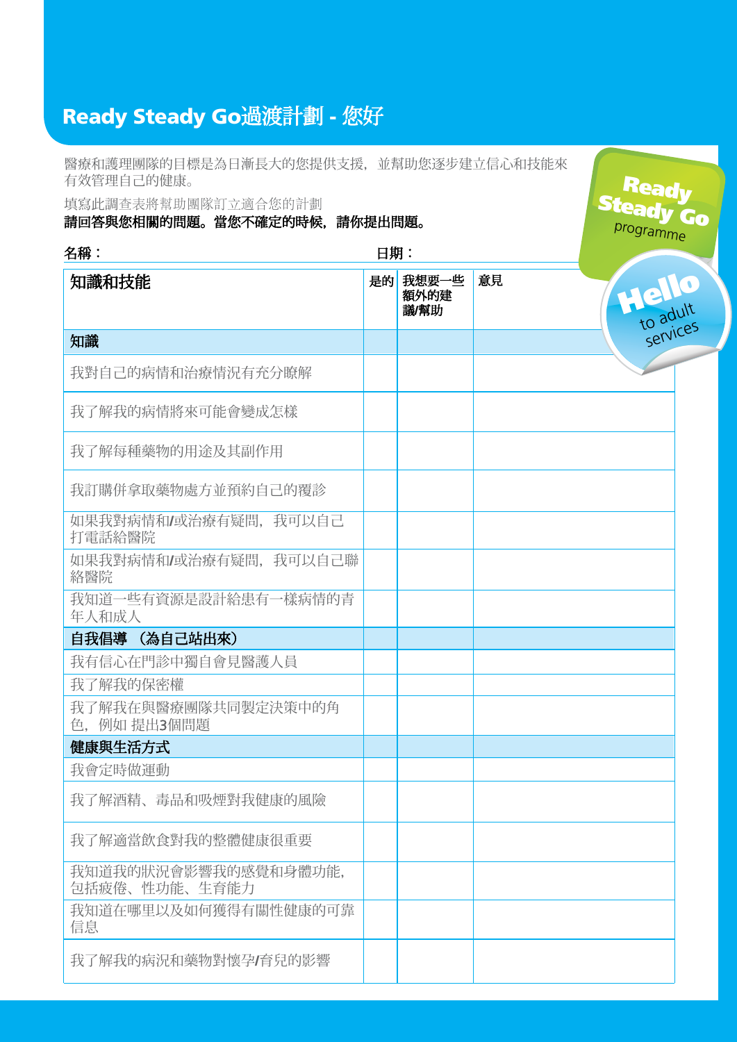# Ready Steady Go過渡計劃 - 您好

醫療和護理團隊的目標是為日漸長大的您提供支援，並幫助您逐步建立信心和技能來有效管理自己的健康。

填寫此調查表將幫助團隊訂立適合您的計劃
**請回答與您相關的問題。當您不確定的時候，請你提出問題。**

Ready Steady Go programme

Hello to adult services

**名稱：** **日期：**

| 知識和技能 | 是的 | 我想要一些額外的建議/幫助 | 意見 |
|---|---|---|---|
| **知識** | | | |
| 我對自己的病情和治療情況有充分瞭解 | | | |
| 我了解我的病情將來可能會變成怎樣 | | | |
| 我了解每種藥物的用途及其副作用 | | | |
| 我訂購併拿取藥物處方並預約自己的覆診 | | | |
| 如果我對病情和/或治療有疑問，我可以自己打電話給醫院 | | | |
| 如果我對病情和/或治療有疑問，我可以自己聯絡醫院 | | | |
| 我知道一些有資源是設計給患有一樣病情的青年人和成人 | | | |
| **自我倡導 （為自己站出來）** | | | |
| 我有信心在門診中獨自會見醫護人員 | | | |
| 我了解我的保密權 | | | |
| 我了解我在與醫療團隊共同製定決策中的角色，例如 提出3個問題 | | | |
| **健康與生活方式** | | | |
| 我會定時做運動 | | | |
| 我了解酒精、毒品和吸煙對我健康的風險 | | | |
| 我了解適當飲食對我的整體健康很重要 | | | |
| 我知道我的狀況會影響我的感覺和身體功能，包括疲倦、性功能、生育能力 | | | |
| 我知道在哪里以及如何獲得有關性健康的可靠信息 | | | |
| 我了解我的病況和藥物對懷孕/育兒的影響 | | | |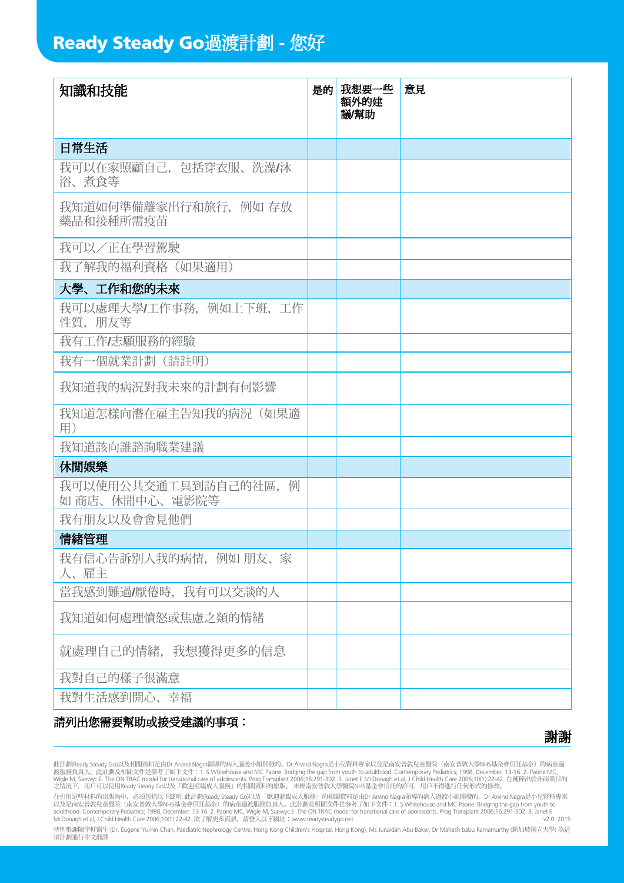# Ready Steady Go過渡計劃 - 您好

| 知識和技能 | 是的 | 我想要一些額外的建議/幫助 | 意見 |
|---|---|---|---|
| **日常生活** | | | |
| 我可以在家照顧自己，包括穿衣服、洗澡/沐浴、煮食等 | | | |
| 我知道如何準備離家出行和旅行，例如 存放藥品和接種所需疫苗 | | | |
| 我可以／正在學習駕駛 | | | |
| 我了解我的福利資格（如果適用） | | | |
| **大學、工作和您的未來** | | | |
| 我可以處理大學/工作事務，例如上下班，工作性質，朋友等 | | | |
| 我有工作/志願服務的經驗 | | | |
| 我有一個就業計劃（請註明） | | | |
| 我知道我的病況對我未來的計劃有何影響 | | | |
| 我知道怎樣向潛在雇主告知我的病況（如果適用） | | | |
| 我知道該向誰諮詢職業建議 | | | |
| **休閒娛樂** | | | |
| 我可以使用公共交通工具到訪自己的社區，例如 商店、休閒中心、電影院等 | | | |
| 我有朋友以及會會見他們 | | | |
| **情緒管理** | | | |
| 我有信心告訴別人我的病情，例如 朋友、家人、雇主 | | | |
| 當我感到難過/厭倦時，我有可以交談的人 | | | |
| 我知道如何處理憤怒或焦慮之類的情緒 | | | |
| 就處理自己的情緒，我想獲得更多的信息 | | | |
| 我對自己的樣子很滿意 | | | |
| 我對生活感到開心、幸福 | | | |

**請列出您需要幫助或接受建議的事項：**

**謝謝**

此計劃(Ready Steady Go)以及相關資料是由Dr Arvind Nagra領導的病人過渡小組開發的。Dr Arvind Nagra是小兒腎科專家以及是南安普敦兒童醫院（南安普敦大學NHS基金會信託基金）的病童過渡服務負責人。此計劃及相關文件是參考了如下文件：1. S Whitehouse and MC Paone. Bridging the gap from youth to adulthood. Contemporary Pediatrics; 1998, December. 13-16. 2. Paone MC, Wigle M, Saewyc E. The ON TRAC model for transitional care of adolescents. Prog Transplant 2006;16:291-302. 3. Janet E McDonagh et al, J Child Health Care 2006;10(1):22-42. 在純粹出於非商業目的之情況下，用戶可以使用Ready Steady Go以及「歡迎蒞臨成人服務」的相關資料的原版。 未經南安普敦大學醫院NHS基金會信託的許可，用戶不得進行任何形式的修改。

在引用這些材料的出版物中，必須包括以下聲明: 此計劃(Ready Steady Go)以及「歡迎蒞臨成人服務」的相關資料是由Dr Arvind Nagra領導的病人過渡小組開發的。Dr Arvind Nagra是小兒腎科專家以及是南安普敦兒童醫院（南安普敦大學NHS基金會信託基金）的病童過渡服務負責人。此計劃及相關文件是參考了如下文件：1. S Whitehouse and MC Paone. Bridging the gap from youth to adulthood. Contemporary Pediatrics; 1998, December. 13-16. 2. Paone MC, Wigle M, Saewyc E. The ON TRAC model for transitional care of adolescents. Prog Transplant 2006;16:291-302. 3. Janet E McDonagh et al, J Child Health Care 2006;10(1):22-42. 欲了解更多資訊，請登入以下網址：www.readysteadygo.net v2.0 2015

特別鳴謝陳宇軒醫生 (Dr. Eugene Yu-hin Chan, Paediatric Nephrology Centre, Hong Kong Children's Hospital, Hong Kong), Ms Junaidah Abu Baker, Dr Mahesh babu Ramamurthy (新加坡國立大學) 為這項計劃進行中文翻譯